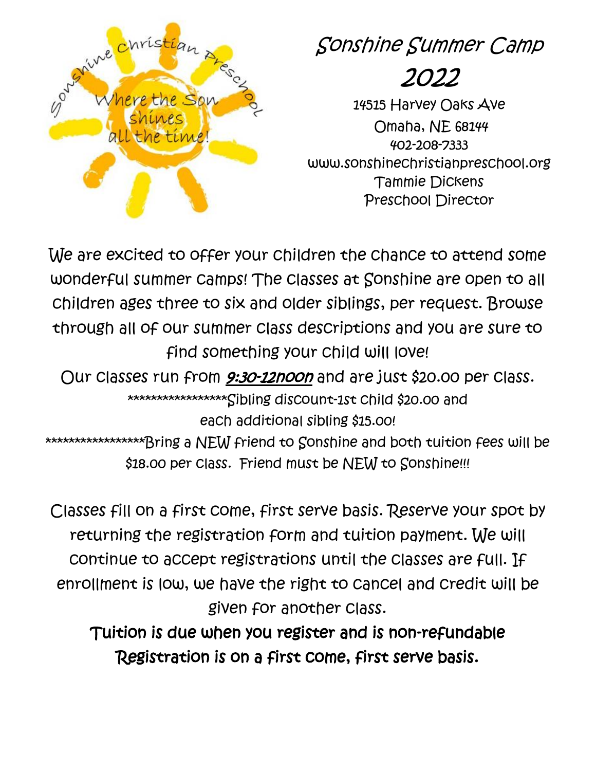Sonshine Christian Preschool

Where the Son shines all the time!

# Sonshine Summer Camp

## 2022

14515 Harvey Oaks Ave
Omaha, NE 68144
402-208-7333
www.sonshinechristianpreschool.org
Tammie Dickens
Preschool Director

We are excited to offer your children the chance to attend some wonderful summer camps! The classes at Sonshine are open to all children ages three to six and older siblings, per request. Browse through all of our summer class descriptions and you are sure to find something your child will love!

Our classes run from ***9:30-12noon*** and are just $20.00 per class.

*****************Sibling discount-1st child $20.00 and each additional sibling $15.00!

*****************Bring a NEW friend to Sonshine and both tuition fees will be $18.00 per class. Friend must be NEW to Sonshine!!!

Classes fill on a first come, first serve basis. Reserve your spot by returning the registration form and tuition payment. We will continue to accept registrations until the classes are full. If enrollment is low, we have the right to cancel and credit will be given for another class.

**Tuition is due when you register and is non-refundable**
**Registration is on a first come, first serve basis.**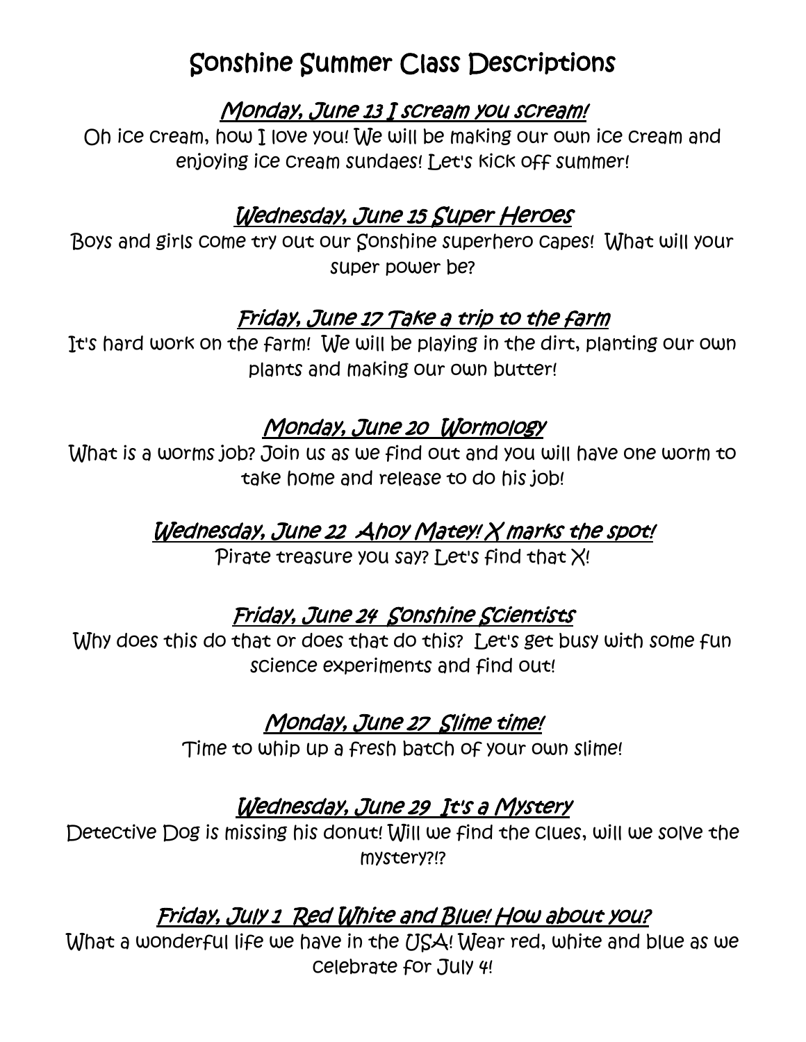# Sonshine Summer Class Descriptions

## *Monday, June 13 I scream you scream!*

Oh ice cream, how I love you! We will be making our own ice cream and enjoying ice cream sundaes! Let's kick off summer!

## *Wednesday, June 15 Super Heroes*

Boys and girls come try out our Sonshine superhero capes! What will your super power be?

## *Friday, June 17 Take a trip to the farm*

It's hard work on the farm! We will be playing in the dirt, planting our own plants and making our own butter!

## *Monday, June 20 Wormology*

What is a worms job? Join us as we find out and you will have one worm to take home and release to do his job!

## *Wednesday, June 22 Ahoy Matey! X marks the spot!*

Pirate treasure you say? Let's find that X!

## *Friday, June 24 Sonshine Scientists*

Why does this do that or does that do this? Let's get busy with some fun science experiments and find out!

## *Monday, June 27 Slime time!*

Time to whip up a fresh batch of your own slime!

## *Wednesday, June 29 It's a Mystery*

Detective Dog is missing his donut! Will we find the clues, will we solve the mystery?!?

## *Friday, July 1 Red White and Blue! How about you?*

What a wonderful life we have in the USA! Wear red, white and blue as we celebrate for July 4!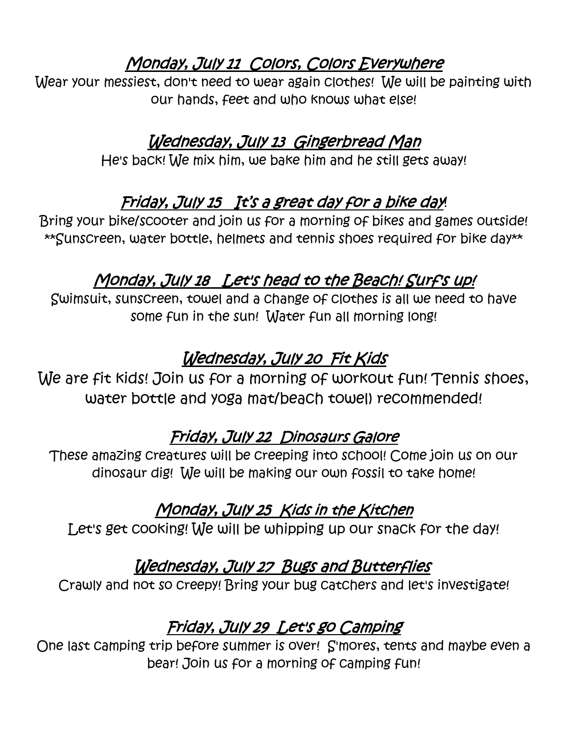## *Monday, July 11 Colors, Colors Everywhere*

Wear your messiest, don't need to wear again clothes! We will be painting with our hands, feet and who knows what else!

## *Wednesday, July 13 Gingerbread Man*

He's back! We mix him, we bake him and he still gets away!

## *Friday, July 15 It's a great day for a bike day!*

Bring your bike/scooter and join us for a morning of bikes and games outside! **Sunscreen, water bottle, helmets and tennis shoes required for bike day**

## *Monday, July 18 Let's head to the Beach! Surf's up!*

Swimsuit, sunscreen, towel and a change of clothes is all we need to have some fun in the sun! Water fun all morning long!

## *Wednesday, July 20 Fit Kids*

We are fit kids! Join us for a morning of workout fun! Tennis shoes, water bottle and yoga mat/beach towel) recommended!

## *Friday, July 22 Dinosaurs Galore*

These amazing creatures will be creeping into school! Come join us on our dinosaur dig! We will be making our own fossil to take home!

## *Monday, July 25 Kids in the Kitchen*

Let's get cooking! We will be whipping up our snack for the day!

## *Wednesday, July 27 Bugs and Butterflies*

Crawly and not so creepy! Bring your bug catchers and let's investigate!

## *Friday, July 29 Let's go Camping*

One last camping trip before summer is over! S'mores, tents and maybe even a bear! Join us for a morning of camping fun!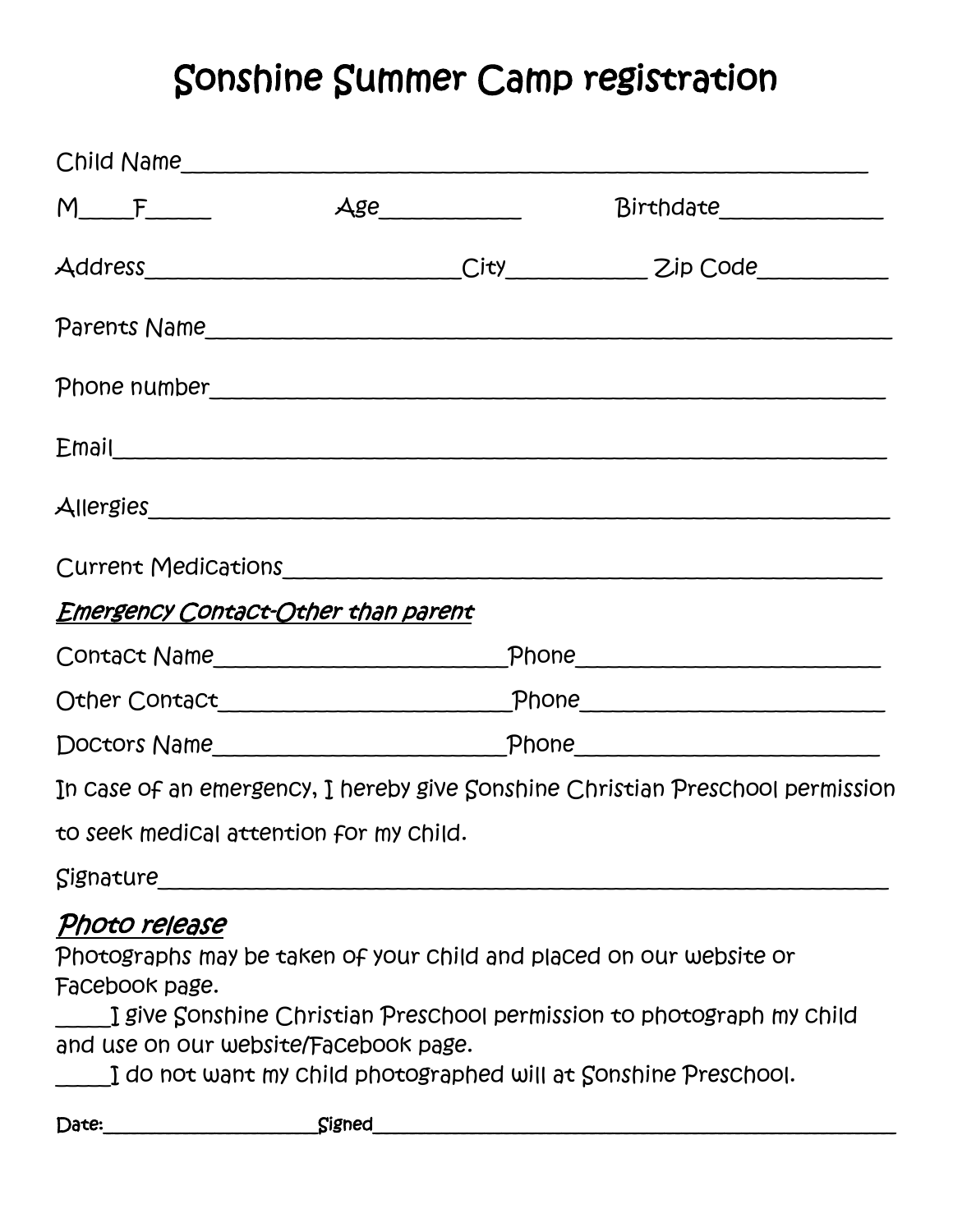# Sonshine Summer Camp registration

Child Name_______________________________________________________________

M_____F______ Age____________ Birthdate______________

Address____________________________City____________ Zip Code___________

Parents Name______________________________________________________________

Phone number______________________________________________________________

Email_____________________________________________________________________

Allergies_________________________________________________________________

Current Medications_______________________________________________________

*Emergency Contact-Other than parent*

Contact Name__________________________Phone__________________________

Other Contact__________________________Phone__________________________

Doctors Name__________________________Phone__________________________

In case of an emergency, I hereby give Sonshine Christian Preschool permission to seek medical attention for my child.

Signature_________________________________________________________________

## *Photo release*

Photographs may be taken of your child and placed on our website or Facebook page.

_____I give Sonshine Christian Preschool permission to photograph my child and use on our website/Facebook page.

_____I do not want my child photographed will at Sonshine Preschool.

Date:________________________ Signed__________________________________________________________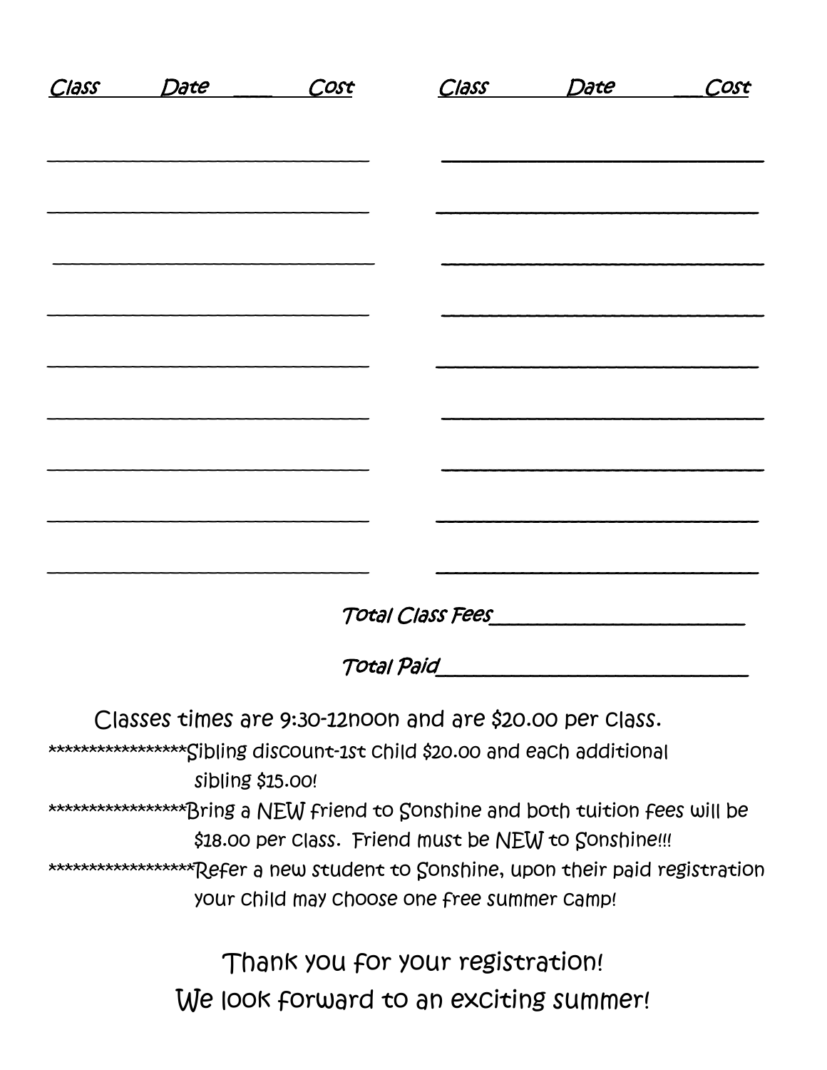| Class | Date | Cost | Class | Date | Cost |
|---|---|---|---|---|---|
| | | | | | |
| | | | | | |
| | | | | | |
| | | | | | |
| | | | | | |
| | | | | | |
| | | | | | |
| | | | | | |
| | | | | | |

*Total Class Fees*________________________

*Total Paid*______________________________

Classes times are 9:30-12noon and are $20.00 per class.

*****************Sibling discount-1st child $20.00 and each additional sibling $15.00!

*****************Bring a NEW friend to Sonshine and both tuition fees will be $18.00 per class. Friend must be NEW to Sonshine!!!

******************Refer a new student to Sonshine, upon their paid registration your child may choose one free summer camp!

Thank you for your registration!
We look forward to an exciting summer!